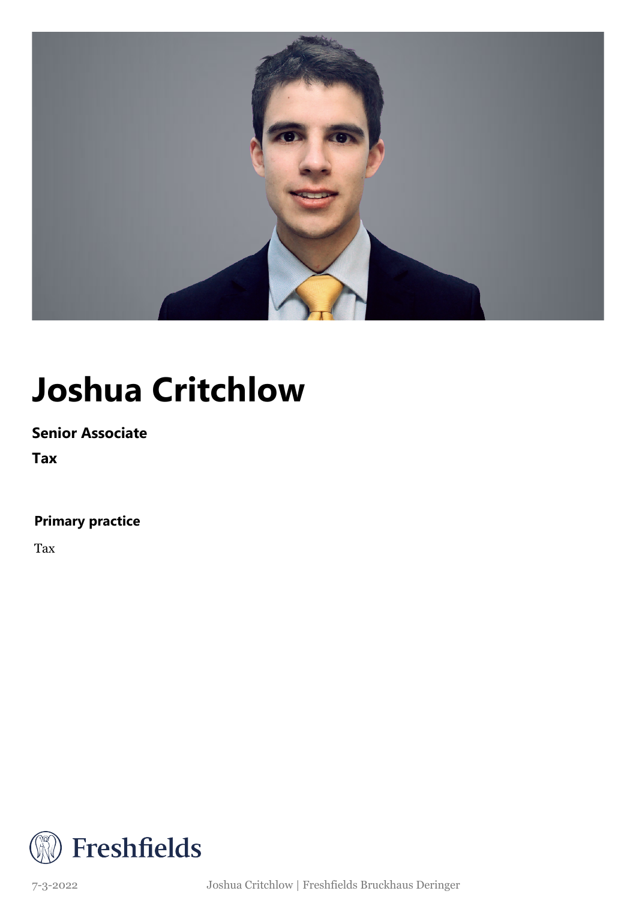# Joshua Critchlow

**Senior Associate**

**Tax**

**Primary practice**

Tax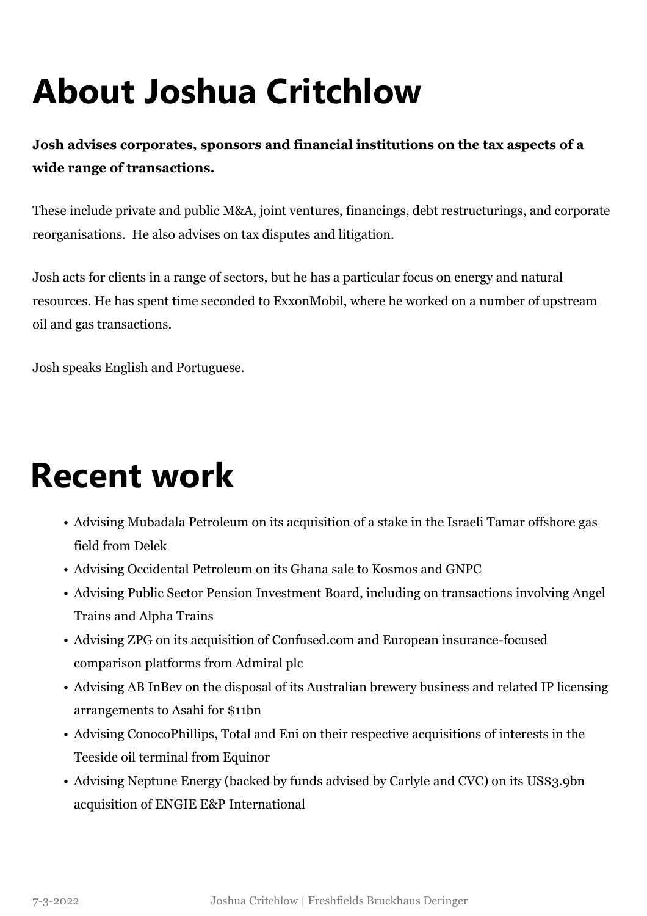# About Joshua Critchlow

**Josh advises corporates, sponsors and financial institutions on the tax aspects of a wide range of transactions.**

These include private and public M&A, joint ventures, financings, debt restructurings, and corporate reorganisations. He also advises on tax disputes and litigation.

Josh acts for clients in a range of sectors, but he has a particular focus on energy and natural resources. He has spent time seconded to ExxonMobil, where he worked on a number of upstream oil and gas transactions.

Josh speaks English and Portuguese.

# Recent work

- Advising Mubadala Petroleum on its acquisition of a stake in the Israeli Tamar offshore gas field from Delek
- Advising Occidental Petroleum on its Ghana sale to Kosmos and GNPC
- Advising Public Sector Pension Investment Board, including on transactions involving Angel Trains and Alpha Trains
- Advising ZPG on its acquisition of Confused.com and European insurance-focused comparison platforms from Admiral plc
- Advising AB InBev on the disposal of its Australian brewery business and related IP licensing arrangements to Asahi for $11bn
- Advising ConocoPhillips, Total and Eni on their respective acquisitions of interests in the Teeside oil terminal from Equinor
- Advising Neptune Energy (backed by funds advised by Carlyle and CVC) on its US$3.9bn acquisition of ENGIE E&P International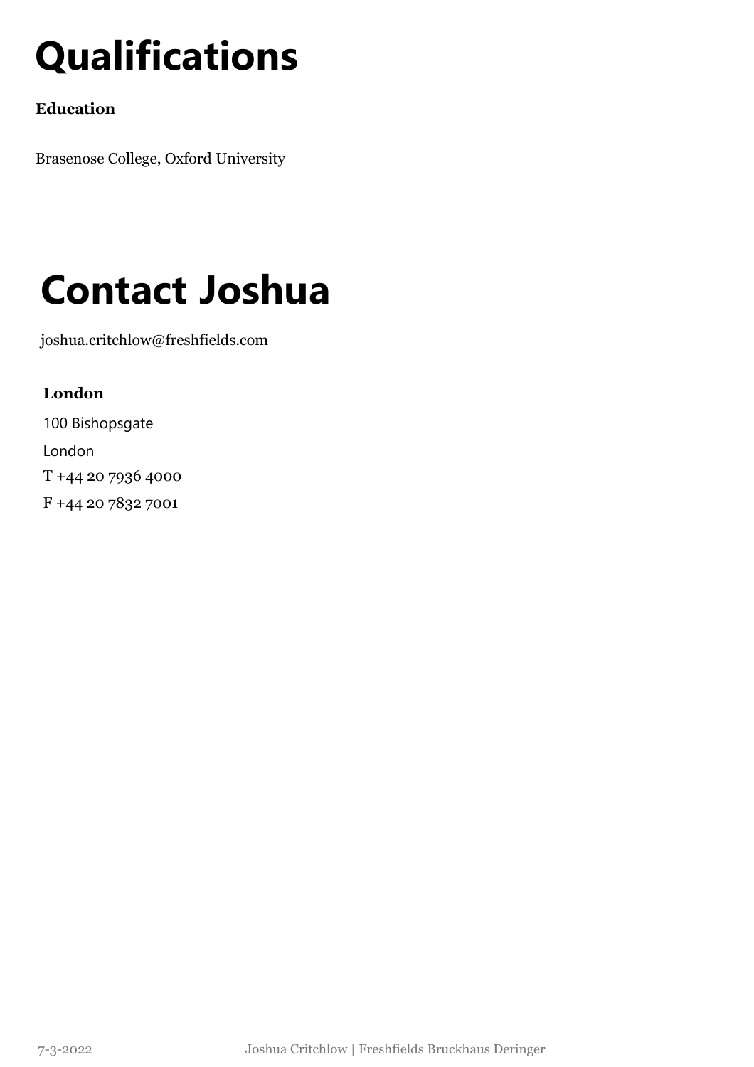# Qualifications

**Education**

Brasenose College, Oxford University

# Contact Joshua

joshua.critchlow@freshfields.com

**London**

100 Bishopsgate

London

T +44 20 7936 4000

F +44 20 7832 7001